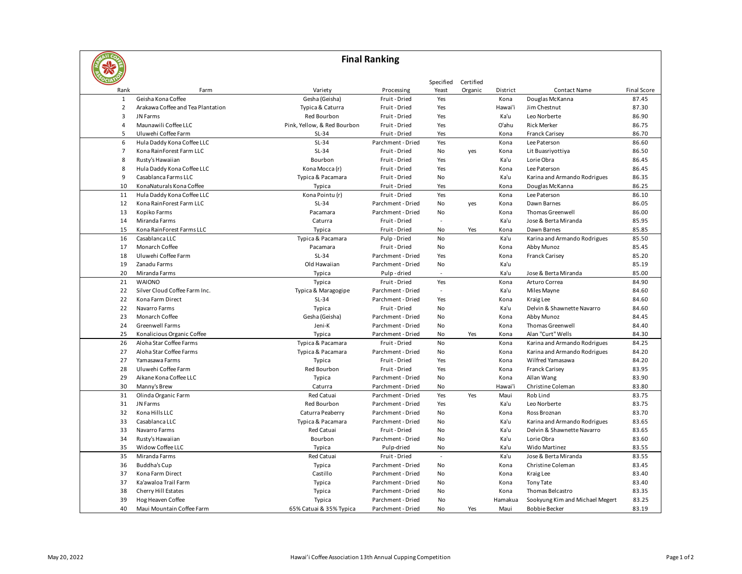# Final Ranking

| Rank | Farm | Variety | Processing | Specified Yeast | Certified Organic | District | Contact Name | Final Score |
|---|---|---|---|---|---|---|---|---|
| 1 | Geisha Kona Coffee | Gesha (Geisha) | Fruit - Dried | Yes | | Kona | Douglas McKanna | 87.45 |
| 2 | Arakawa Coffee and Tea Plantation | Typica & Caturra | Fruit - Dried | Yes | | Hawai'i | Jim Chestnut | 87.30 |
| 3 | JN Farms | Red Bourbon | Fruit - Dried | Yes | | Ka'u | Leo Norberte | 86.90 |
| 4 | Maunawili Coffee LLC | Pink, Yellow, & Red Bourbon | Fruit - Dried | Yes | | O'ahu | Rick Merker | 86.75 |
| 5 | Uluwehi Coffee Farm | SL-34 | Fruit - Dried | Yes | | Kona | Franck Carisey | 86.70 |
| 6 | Hula Daddy Kona Coffee LLC | SL-34 | Parchment - Dried | Yes | | Kona | Lee Paterson | 86.60 |
| 7 | Kona RainForest Farm LLC | SL-34 | Fruit - Dried | No | yes | Kona | Lit Buasriyottiya | 86.50 |
| 8 | Rusty's Hawaiian | Bourbon | Fruit - Dried | Yes | | Ka'u | Lorie Obra | 86.45 |
| 8 | Hula Daddy Kona Coffee LLC | Kona Mocca (r) | Fruit - Dried | Yes | | Kona | Lee Paterson | 86.45 |
| 9 | Casablanca Farms LLC | Typica & Pacamara | Fruit - Dried | No | | Ka'u | Karina and Armando Rodrigues | 86.35 |
| 10 | KonaNaturals Kona Coffee | Typica | Fruit - Dried | Yes | | Kona | Douglas McKanna | 86.25 |
| 11 | Hula Daddy Kona Coffee LLC | Kona Pointu (r) | Fruit - Dried | Yes | | Kona | Lee Paterson | 86.10 |
| 12 | Kona RainForest Farm LLC | SL-34 | Parchment - Dried | No | yes | Kona | Dawn Barnes | 86.05 |
| 13 | Kopiko Farms | Pacamara | Parchment - Dried | No | | Kona | Thomas Greenwell | 86.00 |
| 14 | Miranda Farms | Caturra | Fruit - Dried | - | | Ka'u | Jose & Berta Miranda | 85.95 |
| 15 | Kona RainForest Farms LLC | Typica | Fruit - Dried | No | Yes | Kona | Dawn Barnes | 85.85 |
| 16 | Casablanca LLC | Typica & Pacamara | Pulp - Dried | No | | Ka'u | Karina and Armando Rodrigues | 85.50 |
| 17 | Monarch Coffee | Pacamara | Fruit - Dried | No | | Kona | Abby Munoz | 85.45 |
| 18 | Uluwehi Coffee Farm | SL-34 | Parchment - Dried | Yes | | Kona | Franck Carisey | 85.20 |
| 19 | Zanadu Farms | Old Hawaiian | Parchment - Dried | No | | Ka'u | | 85.19 |
| 20 | Miranda Farms | Typica | Pulp - dried | - | | Ka'u | Jose & Berta Miranda | 85.00 |
| 21 | WAIONO | Typica | Fruit - Dried | Yes | | Kona | Arturo Correa | 84.90 |
| 22 | Silver Cloud Coffee Farm Inc. | Typica & Maragogipe | Parchment - Dried | - | | Ka'u | Miles Mayne | 84.60 |
| 22 | Kona Farm Direct | SL-34 | Parchment - Dried | Yes | | Kona | Kraig Lee | 84.60 |
| 22 | Navarro Farms | Typica | Fruit - Dried | No | | Ka'u | Delvin & Shawnette Navarro | 84.60 |
| 23 | Monarch Coffee | Gesha (Geisha) | Parchment - Dried | No | | Kona | Abby Munoz | 84.45 |
| 24 | Greenwell Farms | Jeni-K | Parchment - Dried | No | | Kona | Thomas Greenwell | 84.40 |
| 25 | Konalicious Organic Coffee | Typica | Parchment - Dried | No | Yes | Kona | Alan "Curt" Wells | 84.30 |
| 26 | Aloha Star Coffee Farms | Typica & Pacamara | Fruit - Dried | No | | Kona | Karina and Armando Rodrigues | 84.25 |
| 27 | Aloha Star Coffee Farms | Typica & Pacamara | Parchment - Dried | No | | Kona | Karina and Armando Rodrigues | 84.20 |
| 27 | Yamasawa Farms | Typica | Fruit - Dried | Yes | | Kona | Wilfred Yamasawa | 84.20 |
| 28 | Uluwehi Coffee Farm | Red Bourbon | Fruit - Dried | Yes | | Kona | Franck Carisey | 83.95 |
| 29 | Aikane Kona Coffee LLC | Typica | Parchment - Dried | No | | Kona | Allan Wang | 83.90 |
| 30 | Manny's Brew | Caturra | Parchment - Dried | No | | Hawai'i | Christine Coleman | 83.80 |
| 31 | Olinda Organic Farm | Red Catuai | Parchment - Dried | Yes | Yes | Maui | Rob Lind | 83.75 |
| 31 | JN Farms | Red Bourbon | Parchment - Dried | Yes | | Ka'u | Leo Norberte | 83.75 |
| 32 | Kona Hills LLC | Caturra Peaberry | Parchment - Dried | No | | Kona | Ross Broznan | 83.70 |
| 33 | Casablanca LLC | Typica & Pacamara | Parchment - Dried | No | | Ka'u | Karina and Armando Rodrigues | 83.65 |
| 33 | Navarro Farms | Red Catuai | Fruit - Dried | No | | Ka'u | Delvin & Shawnette Navarro | 83.65 |
| 34 | Rusty's Hawaiian | Bourbon | Parchment - Dried | No | | Ka'u | Lorie Obra | 83.60 |
| 35 | Widow Coffee LLC | Typica | Pulp-dried | No | | Ka'u | Wido Martinez | 83.55 |
| 35 | Miranda Farms | Red Catuai | Fruit - Dried | - | | Ka'u | Jose & Berta Miranda | 83.55 |
| 36 | Buddha's Cup | Typica | Parchment - Dried | No | | Kona | Christine Coleman | 83.45 |
| 37 | Kona Farm Direct | Castillo | Parchment - Dried | No | | Kona | Kraig Lee | 83.40 |
| 37 | Ka'awaloa Trail Farm | Typica | Parchment - Dried | No | | Kona | Tony Tate | 83.40 |
| 38 | Cherry Hill Estates | Typica | Parchment - Dried | No | | Kona | Thomas Belcastro | 83.35 |
| 39 | Hog Heaven Coffee | Typica | Parchment - Dried | No | | Hamakua | Sookyung Kim and Michael Megert | 83.25 |
| 40 | Maui Mountain Coffee Farm | 65% Catuai & 35% Typica | Parchment - Dried | No | Yes | Maui | Bobbie Becker | 83.19 |

May 20, 2022 — Hawai'i Coffee Association 13th Annual Cupping Competition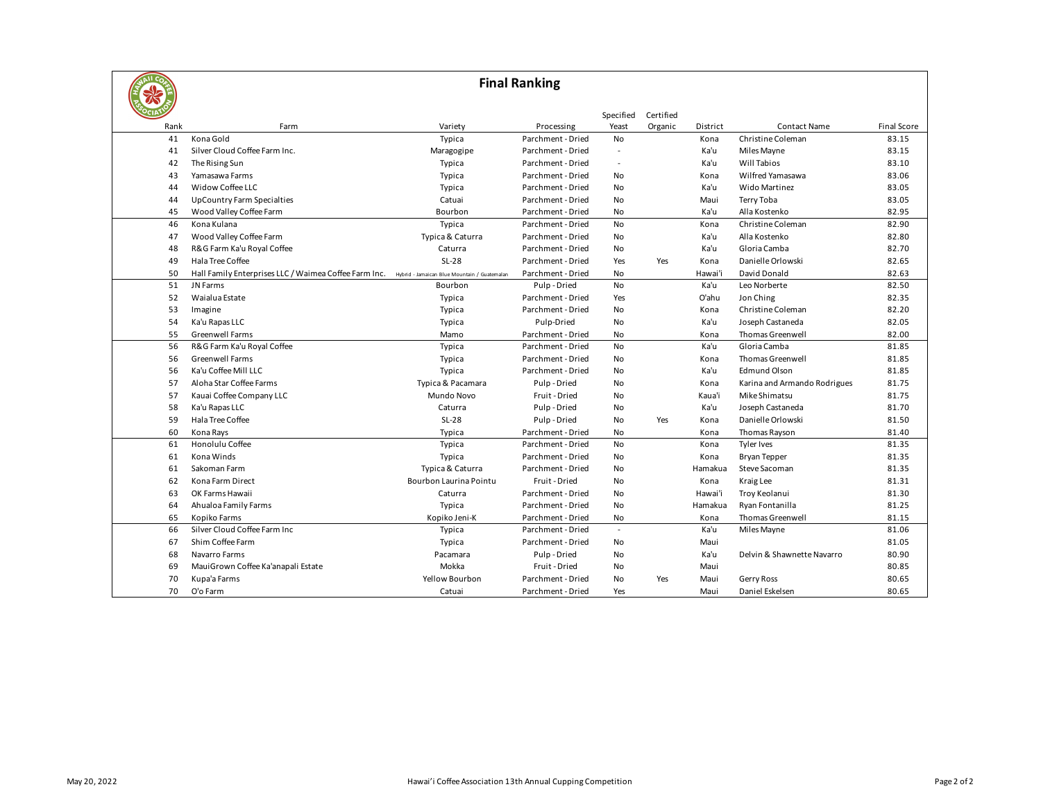# Final Ranking

| Rank | Farm | Variety | Processing | Specified Yeast | Certified Organic | District | Contact Name | Final Score |
|---|---|---|---|---|---|---|---|---|
| 41 | Kona Gold | Typica | Parchment - Dried | No | | Kona | Christine Coleman | 83.15 |
| 41 | Silver Cloud Coffee Farm Inc. | Maragogipe | Parchment - Dried | - | | Ka'u | Miles Mayne | 83.15 |
| 42 | The Rising Sun | Typica | Parchment - Dried | - | | Ka'u | Will Tabios | 83.10 |
| 43 | Yamasawa Farms | Typica | Parchment - Dried | No | | Kona | Wilfred Yamasawa | 83.06 |
| 44 | Widow Coffee LLC | Typica | Parchment - Dried | No | | Ka'u | Wido Martinez | 83.05 |
| 44 | UpCountry Farm Specialties | Catuai | Parchment - Dried | No | | Maui | Terry Toba | 83.05 |
| 45 | Wood Valley Coffee Farm | Bourbon | Parchment - Dried | No | | Ka'u | Alla Kostenko | 82.95 |
| 46 | Kona Kulana | Typica | Parchment - Dried | No | | Kona | Christine Coleman | 82.90 |
| 47 | Wood Valley Coffee Farm | Typica & Caturra | Parchment - Dried | No | | Ka'u | Alla Kostenko | 82.80 |
| 48 | R&G Farm Ka'u Royal Coffee | Caturra | Parchment - Dried | No | | Ka'u | Gloria Camba | 82.70 |
| 49 | Hala Tree Coffee | SL-28 | Parchment - Dried | Yes | Yes | Kona | Danielle Orlowski | 82.65 |
| 50 | Hall Family Enterprises LLC / Waimea Coffee Farm Inc. | Hybrid - Jamaican Blue Mountain / Guatemalan | Parchment - Dried | No | | Hawai'i | David Donald | 82.63 |
| 51 | JN Farms | Bourbon | Pulp - Dried | No | | Ka'u | Leo Norberte | 82.50 |
| 52 | Waialua Estate | Typica | Parchment - Dried | Yes | | O'ahu | Jon Ching | 82.35 |
| 53 | Imagine | Typica | Parchment - Dried | No | | Kona | Christine Coleman | 82.20 |
| 54 | Ka'u Rapas LLC | Typica | Pulp-Dried | No | | Ka'u | Joseph Castaneda | 82.05 |
| 55 | Greenwell Farms | Mamo | Parchment - Dried | No | | Kona | Thomas Greenwell | 82.00 |
| 56 | R&G Farm Ka'u Royal Coffee | Typica | Parchment - Dried | No | | Ka'u | Gloria Camba | 81.85 |
| 56 | Greenwell Farms | Typica | Parchment - Dried | No | | Kona | Thomas Greenwell | 81.85 |
| 56 | Ka'u Coffee Mill LLC | Typica | Parchment - Dried | No | | Ka'u | Edmund Olson | 81.85 |
| 57 | Aloha Star Coffee Farms | Typica & Pacamara | Pulp - Dried | No | | Kona | Karina and Armando Rodrigues | 81.75 |
| 57 | Kauai Coffee Company LLC | Mundo Novo | Fruit - Dried | No | | Kaua'i | Mike Shimatsu | 81.75 |
| 58 | Ka'u Rapas LLC | Caturra | Pulp - Dried | No | | Ka'u | Joseph Castaneda | 81.70 |
| 59 | Hala Tree Coffee | SL-28 | Pulp - Dried | No | Yes | Kona | Danielle Orlowski | 81.50 |
| 60 | Kona Rays | Typica | Parchment - Dried | No | | Kona | Thomas Rayson | 81.40 |
| 61 | Honolulu Coffee | Typica | Parchment - Dried | No | | Kona | Tyler Ives | 81.35 |
| 61 | Kona Winds | Typica | Parchment - Dried | No | | Kona | Bryan Tepper | 81.35 |
| 61 | Sakoman Farm | Typica & Caturra | Parchment - Dried | No | | Hamakua | Steve Sacoman | 81.35 |
| 62 | Kona Farm Direct | Bourbon Laurina Pointu | Fruit - Dried | No | | Kona | Kraig Lee | 81.31 |
| 63 | OK Farms Hawaii | Caturra | Parchment - Dried | No | | Hawai'i | Troy Keolanui | 81.30 |
| 64 | Ahualoa Family Farms | Typica | Parchment - Dried | No | | Hamakua | Ryan Fontanilla | 81.25 |
| 65 | Kopiko Farms | Kopiko Jeni-K | Parchment - Dried | No | | Kona | Thomas Greenwell | 81.15 |
| 66 | Silver Cloud Coffee Farm Inc | Typica | Parchment - Dried | - | | Ka'u | Miles Mayne | 81.06 |
| 67 | Shim Coffee Farm | Typica | Parchment - Dried | No | | Maui | | 81.05 |
| 68 | Navarro Farms | Pacamara | Pulp - Dried | No | | Ka'u | Delvin & Shawnette Navarro | 80.90 |
| 69 | MauiGrown Coffee Ka'anapali Estate | Mokka | Fruit - Dried | No | | Maui | | 80.85 |
| 70 | Kupa'a Farms | Yellow Bourbon | Parchment - Dried | No | Yes | Maui | Gerry Ross | 80.65 |
| 70 | O'o Farm | Catuai | Parchment - Dried | Yes | | Maui | Daniel Eskelsen | 80.65 |

May 20, 2022 — Hawai'i Coffee Association 13th Annual Cupping Competition